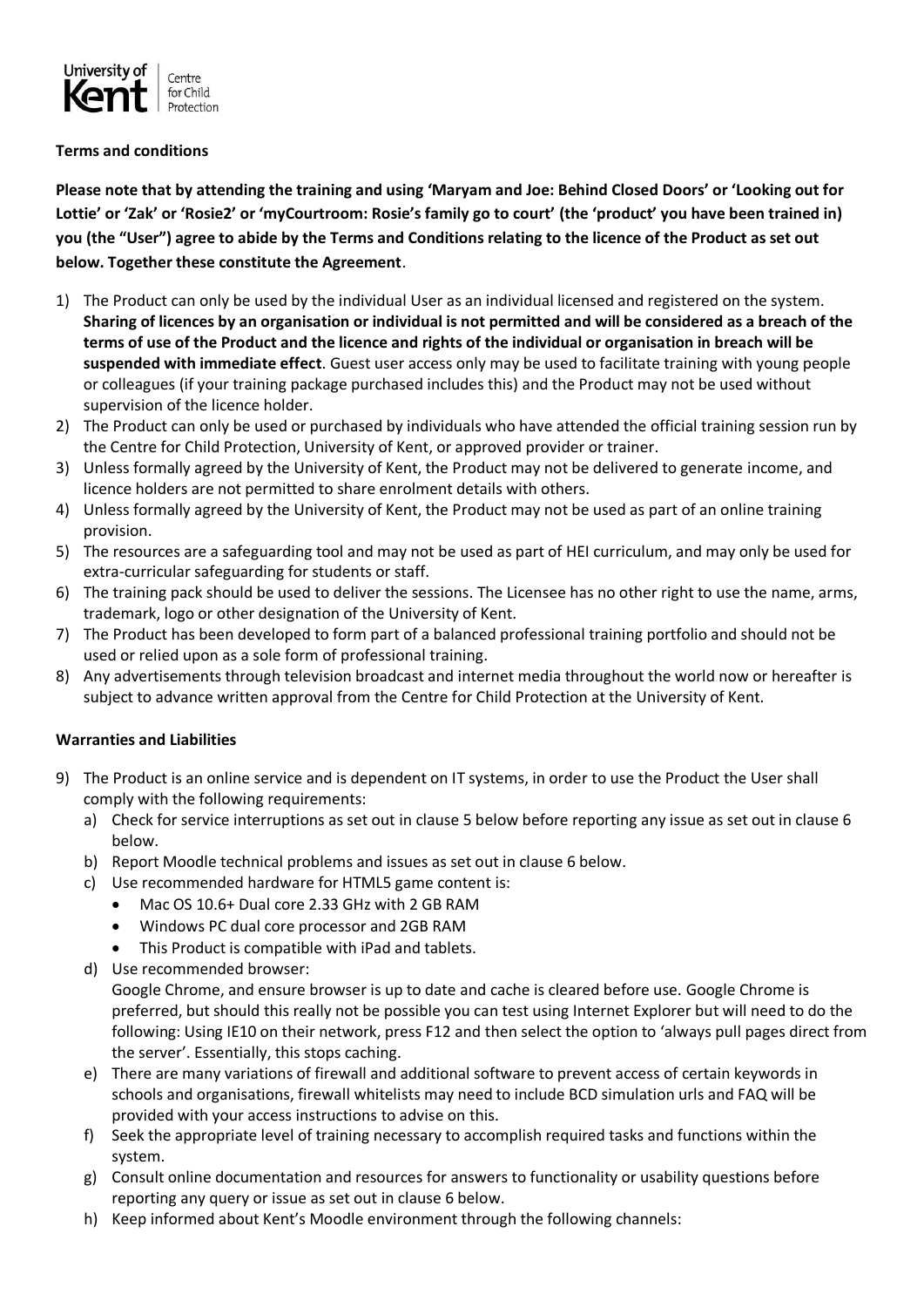University of Kent | Centre for Child Protection

**Terms and conditions**

**Please note that by attending the training and using 'Maryam and Joe: Behind Closed Doors' or 'Looking out for Lottie' or 'Zak' or 'Rosie2' or 'myCourtroom: Rosie's family go to court' (the 'product' you have been trained in) you (the "User") agree to abide by the Terms and Conditions relating to the licence of the Product as set out below. Together these constitute the Agreement**.

1) The Product can only be used by the individual User as an individual licensed and registered on the system. **Sharing of licences by an organisation or individual is not permitted and will be considered as a breach of the terms of use of the Product and the licence and rights of the individual or organisation in breach will be suspended with immediate effect**. Guest user access only may be used to facilitate training with young people or colleagues (if your training package purchased includes this) and the Product may not be used without supervision of the licence holder.
2) The Product can only be used or purchased by individuals who have attended the official training session run by the Centre for Child Protection, University of Kent, or approved provider or trainer.
3) Unless formally agreed by the University of Kent, the Product may not be delivered to generate income, and licence holders are not permitted to share enrolment details with others.
4) Unless formally agreed by the University of Kent, the Product may not be used as part of an online training provision.
5) The resources are a safeguarding tool and may not be used as part of HEI curriculum, and may only be used for extra-curricular safeguarding for students or staff.
6) The training pack should be used to deliver the sessions. The Licensee has no other right to use the name, arms, trademark, logo or other designation of the University of Kent.
7) The Product has been developed to form part of a balanced professional training portfolio and should not be used or relied upon as a sole form of professional training.
8) Any advertisements through television broadcast and internet media throughout the world now or hereafter is subject to advance written approval from the Centre for Child Protection at the University of Kent.

**Warranties and Liabilities**

9) The Product is an online service and is dependent on IT systems, in order to use the Product the User shall comply with the following requirements:
   a) Check for service interruptions as set out in clause 5 below before reporting any issue as set out in clause 6 below.
   b) Report Moodle technical problems and issues as set out in clause 6 below.
   c) Use recommended hardware for HTML5 game content is:
      - Mac OS 10.6+ Dual core 2.33 GHz with 2 GB RAM
      - Windows PC dual core processor and 2GB RAM
      - This Product is compatible with iPad and tablets.
   d) Use recommended browser:
      Google Chrome, and ensure browser is up to date and cache is cleared before use. Google Chrome is preferred, but should this really not be possible you can test using Internet Explorer but will need to do the following: Using IE10 on their network, press F12 and then select the option to 'always pull pages direct from the server'. Essentially, this stops caching.
   e) There are many variations of firewall and additional software to prevent access of certain keywords in schools and organisations, firewall whitelists may need to include BCD simulation urls and FAQ will be provided with your access instructions to advise on this.
   f) Seek the appropriate level of training necessary to accomplish required tasks and functions within the system.
   g) Consult online documentation and resources for answers to functionality or usability questions before reporting any query or issue as set out in clause 6 below.
   h) Keep informed about Kent's Moodle environment through the following channels: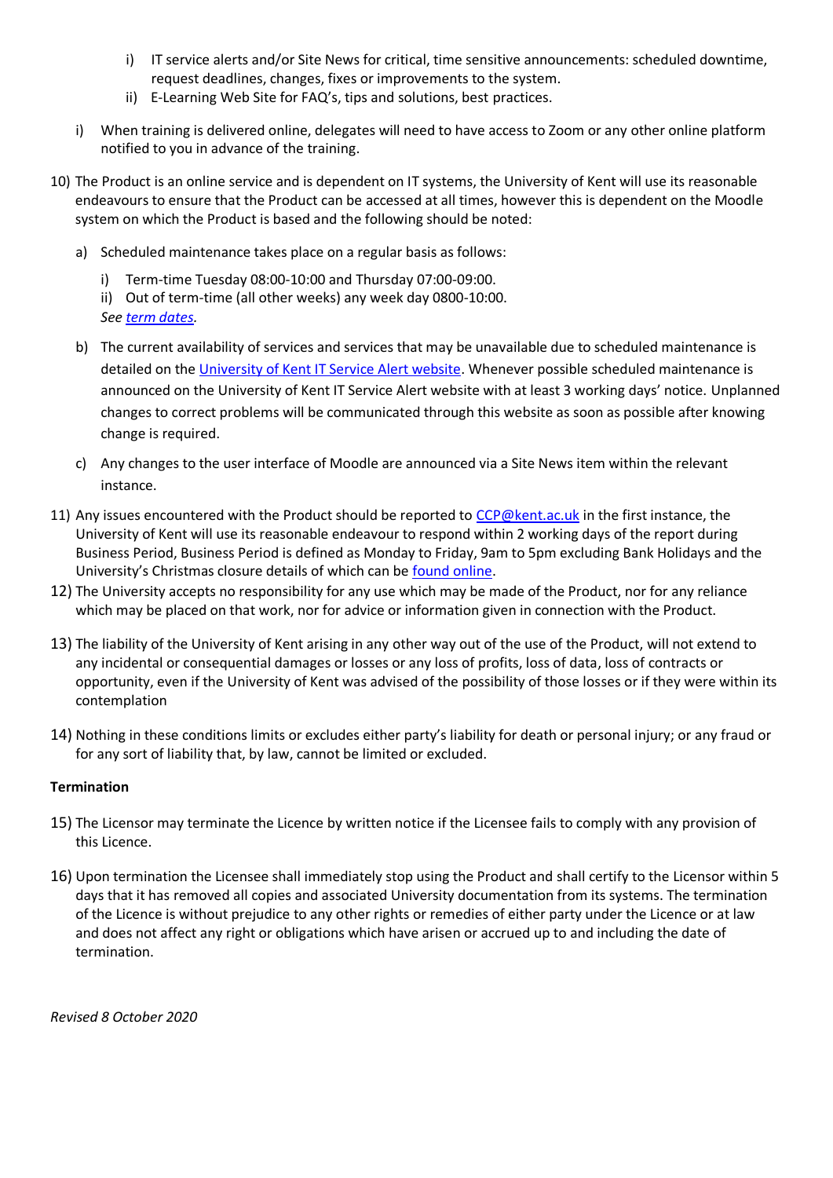i) IT service alerts and/or Site News for critical, time sensitive announcements: scheduled downtime, request deadlines, changes, fixes or improvements to the system.
ii) E-Learning Web Site for FAQ's, tips and solutions, best practices.

i) When training is delivered online, delegates will need to have access to Zoom or any other online platform notified to you in advance of the training.

10) The Product is an online service and is dependent on IT systems, the University of Kent will use its reasonable endeavours to ensure that the Product can be accessed at all times, however this is dependent on the Moodle system on which the Product is based and the following should be noted:

   a) Scheduled maintenance takes place on a regular basis as follows:

      i) Term-time Tuesday 08:00-10:00 and Thursday 07:00-09:00.
      ii) Out of term-time (all other weeks) any week day 0800-10:00.
      *See term dates.*

   b) The current availability of services and services that may be unavailable due to scheduled maintenance is detailed on the University of Kent IT Service Alert website. Whenever possible scheduled maintenance is announced on the University of Kent IT Service Alert website with at least 3 working days' notice. Unplanned changes to correct problems will be communicated through this website as soon as possible after knowing change is required.

   c) Any changes to the user interface of Moodle are announced via a Site News item within the relevant instance.

11) Any issues encountered with the Product should be reported to CCP@kent.ac.uk in the first instance, the University of Kent will use its reasonable endeavour to respond within 2 working days of the report during Business Period, Business Period is defined as Monday to Friday, 9am to 5pm excluding Bank Holidays and the University's Christmas closure details of which can be found online.

12) The University accepts no responsibility for any use which may be made of the Product, nor for any reliance which may be placed on that work, nor for advice or information given in connection with the Product.

13) The liability of the University of Kent arising in any other way out of the use of the Product, will not extend to any incidental or consequential damages or losses or any loss of profits, loss of data, loss of contracts or opportunity, even if the University of Kent was advised of the possibility of those losses or if they were within its contemplation

14) Nothing in these conditions limits or excludes either party's liability for death or personal injury; or any fraud or for any sort of liability that, by law, cannot be limited or excluded.

**Termination**

15) The Licensor may terminate the Licence by written notice if the Licensee fails to comply with any provision of this Licence.

16) Upon termination the Licensee shall immediately stop using the Product and shall certify to the Licensor within 5 days that it has removed all copies and associated University documentation from its systems. The termination of the Licence is without prejudice to any other rights or remedies of either party under the Licence or at law and does not affect any right or obligations which have arisen or accrued up to and including the date of termination.

*Revised 8 October 2020*